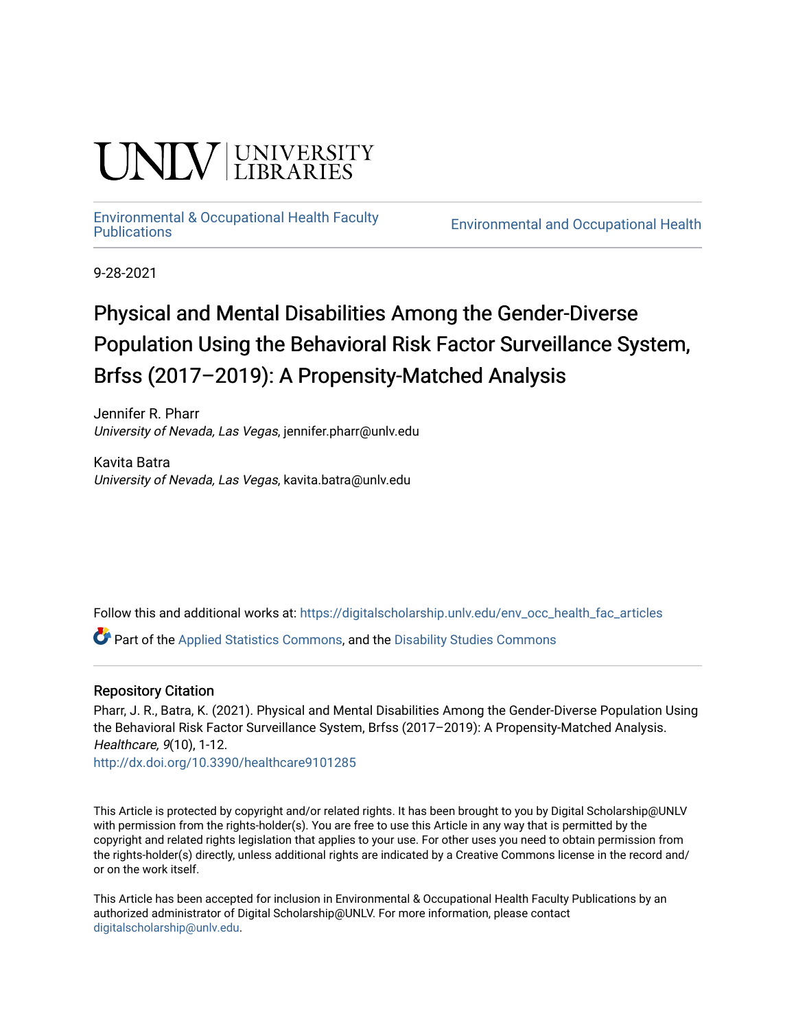UNLV | UNIVERSITY LIBRARIES

[Environmental & Occupational Health Faculty Publications](https://digitalscholarship.unlv.edu/env_occ_health_fac_articles) | Environmental and Occupational Health

9-28-2021

# Physical and Mental Disabilities Among the Gender-Diverse Population Using the Behavioral Risk Factor Surveillance System, Brfss (2017–2019): A Propensity-Matched Analysis

Jennifer R. Pharr
*University of Nevada, Las Vegas*, jennifer.pharr@unlv.edu

Kavita Batra
*University of Nevada, Las Vegas*, kavita.batra@unlv.edu

Follow this and additional works at: https://digitalscholarship.unlv.edu/env_occ_health_fac_articles

Part of the Applied Statistics Commons, and the Disability Studies Commons

## Repository Citation

Pharr, J. R., Batra, K. (2021). Physical and Mental Disabilities Among the Gender-Diverse Population Using the Behavioral Risk Factor Surveillance System, Brfss (2017–2019): A Propensity-Matched Analysis. *Healthcare, 9*(10), 1-12.
http://dx.doi.org/10.3390/healthcare9101285

This Article is protected by copyright and/or related rights. It has been brought to you by Digital Scholarship@UNLV with permission from the rights-holder(s). You are free to use this Article in any way that is permitted by the copyright and related rights legislation that applies to your use. For other uses you need to obtain permission from the rights-holder(s) directly, unless additional rights are indicated by a Creative Commons license in the record and/or on the work itself.

This Article has been accepted for inclusion in Environmental & Occupational Health Faculty Publications by an authorized administrator of Digital Scholarship@UNLV. For more information, please contact digitalscholarship@unlv.edu.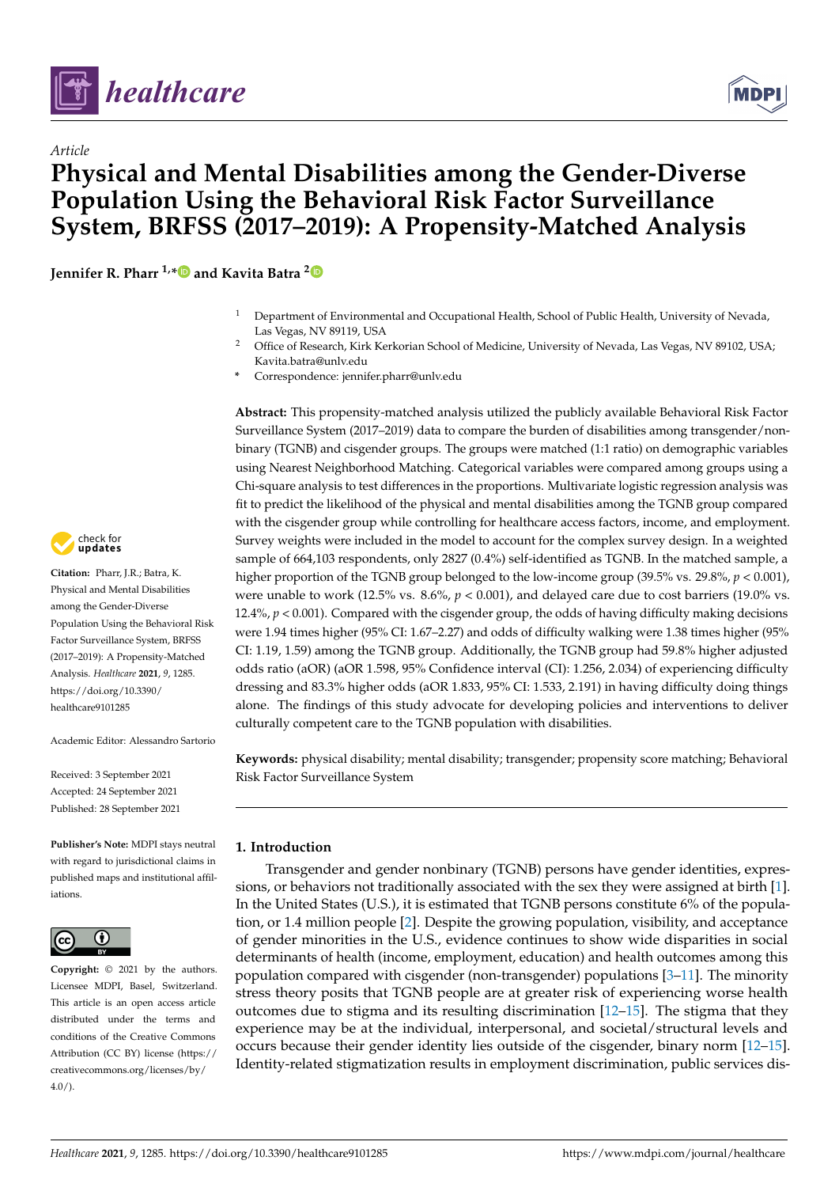# Physical and Mental Disabilities among the Gender-Diverse Population Using the Behavioral Risk Factor Surveillance System, BRFSS (2017–2019): A Propensity-Matched Analysis

*Article*

**Jennifer R. Pharr [1,*] and Kavita Batra [2]**

[1] Department of Environmental and Occupational Health, School of Public Health, University of Nevada, Las Vegas, NV 89119, USA

[2] Office of Research, Kirk Kerkorian School of Medicine, University of Nevada, Las Vegas, NV 89102, USA; Kavita.batra@unlv.edu

\* Correspondence: jennifer.pharr@unlv.edu

**Abstract:** This propensity-matched analysis utilized the publicly available Behavioral Risk Factor Surveillance System (2017–2019) data to compare the burden of disabilities among transgender/non-binary (TGNB) and cisgender groups. The groups were matched (1:1 ratio) on demographic variables using Nearest Neighborhood Matching. Categorical variables were compared among groups using a Chi-square analysis to test differences in the proportions. Multivariate logistic regression analysis was fit to predict the likelihood of the physical and mental disabilities among the TGNB group compared with the cisgender group while controlling for healthcare access factors, income, and employment. Survey weights were included in the model to account for the complex survey design. In a weighted sample of 664,103 respondents, only 2827 (0.4%) self-identified as TGNB. In the matched sample, a higher proportion of the TGNB group belonged to the low-income group (39.5% vs. 29.8%, $p < 0.001$), were unable to work (12.5% vs. 8.6%, $p < 0.001$), and delayed care due to cost barriers (19.0% vs. 12.4%, $p < 0.001$). Compared with the cisgender group, the odds of having difficulty making decisions were 1.94 times higher (95% CI: 1.67–2.27) and odds of difficulty walking were 1.38 times higher (95% CI: 1.19, 1.59) among the TGNB group. Additionally, the TGNB group had 59.8% higher adjusted odds ratio (aOR) (aOR 1.598, 95% Confidence interval (CI): 1.256, 2.034) of experiencing difficulty dressing and 83.3% higher odds (aOR 1.833, 95% CI: 1.533, 2.191) in having difficulty doing things alone. The findings of this study advocate for developing policies and interventions to deliver culturally competent care to the TGNB population with disabilities.

**Keywords:** physical disability; mental disability; transgender; propensity score matching; Behavioral Risk Factor Surveillance System

**Citation:** Pharr, J.R.; Batra, K. Physical and Mental Disabilities among the Gender-Diverse Population Using the Behavioral Risk Factor Surveillance System, BRFSS (2017–2019): A Propensity-Matched Analysis. *Healthcare* **2021**, *9*, 1285. https://doi.org/10.3390/healthcare9101285

Academic Editor: Alessandro Sartorio

Received: 3 September 2021
Accepted: 24 September 2021
Published: 28 September 2021

**Publisher's Note:** MDPI stays neutral with regard to jurisdictional claims in published maps and institutional affiliations.

**Copyright:** © 2021 by the authors. Licensee MDPI, Basel, Switzerland. This article is an open access article distributed under the terms and conditions of the Creative Commons Attribution (CC BY) license (https://creativecommons.org/licenses/by/4.0/).

## 1. Introduction

Transgender and gender nonbinary (TGNB) persons have gender identities, expressions, or behaviors not traditionally associated with the sex they were assigned at birth [1]. In the United States (U.S.), it is estimated that TGNB persons constitute 6% of the population, or 1.4 million people [2]. Despite the growing population, visibility, and acceptance of gender minorities in the U.S., evidence continues to show wide disparities in social determinants of health (income, employment, education) and health outcomes among this population compared with cisgender (non-transgender) populations [3–11]. The minority stress theory posits that TGNB people are at greater risk of experiencing worse health outcomes due to stigma and its resulting discrimination [12–15]. The stigma that they experience may be at the individual, interpersonal, and societal/structural levels and occurs because their gender identity lies outside of the cisgender, binary norm [12–15]. Identity-related stigmatization results in employment discrimination, public services dis-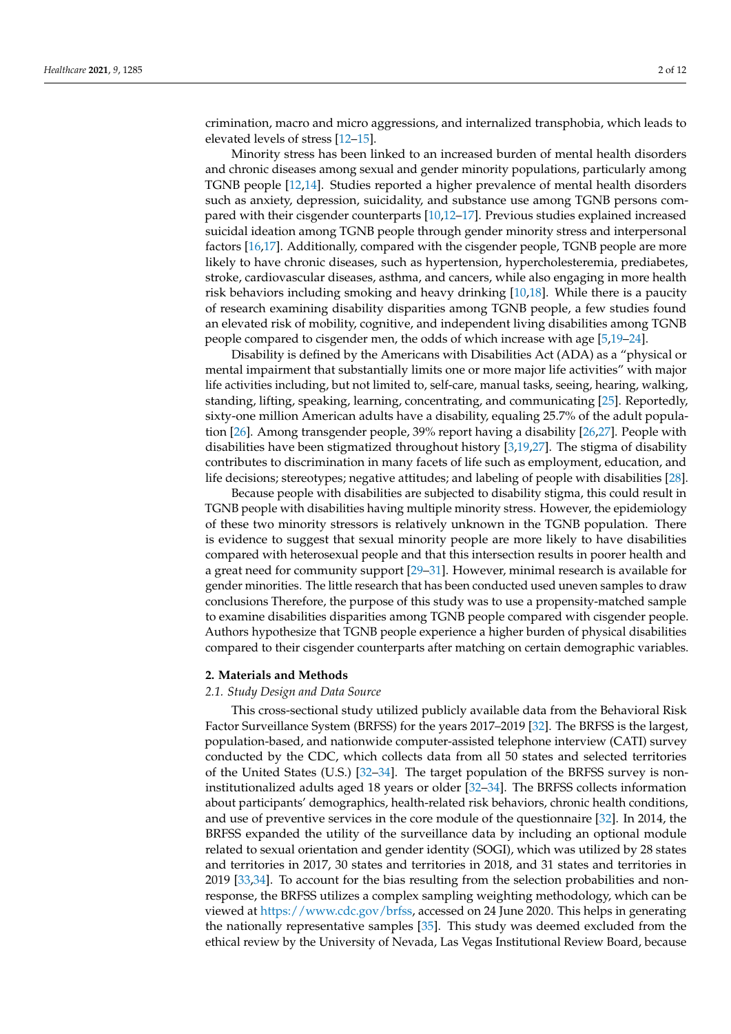crimination, macro and micro aggressions, and internalized transphobia, which leads to elevated levels of stress [12–15].

Minority stress has been linked to an increased burden of mental health disorders and chronic diseases among sexual and gender minority populations, particularly among TGNB people [12,14]. Studies reported a higher prevalence of mental health disorders such as anxiety, depression, suicidality, and substance use among TGNB persons compared with their cisgender counterparts [10,12–17]. Previous studies explained increased suicidal ideation among TGNB people through gender minority stress and interpersonal factors [16,17]. Additionally, compared with the cisgender people, TGNB people are more likely to have chronic diseases, such as hypertension, hypercholesteremia, prediabetes, stroke, cardiovascular diseases, asthma, and cancers, while also engaging in more health risk behaviors including smoking and heavy drinking [10,18]. While there is a paucity of research examining disability disparities among TGNB people, a few studies found an elevated risk of mobility, cognitive, and independent living disabilities among TGNB people compared to cisgender men, the odds of which increase with age [5,19–24].

Disability is defined by the Americans with Disabilities Act (ADA) as a "physical or mental impairment that substantially limits one or more major life activities" with major life activities including, but not limited to, self-care, manual tasks, seeing, hearing, walking, standing, lifting, speaking, learning, concentrating, and communicating [25]. Reportedly, sixty-one million American adults have a disability, equaling 25.7% of the adult population [26]. Among transgender people, 39% report having a disability [26,27]. People with disabilities have been stigmatized throughout history [3,19,27]. The stigma of disability contributes to discrimination in many facets of life such as employment, education, and life decisions; stereotypes; negative attitudes; and labeling of people with disabilities [28].

Because people with disabilities are subjected to disability stigma, this could result in TGNB people with disabilities having multiple minority stress. However, the epidemiology of these two minority stressors is relatively unknown in the TGNB population. There is evidence to suggest that sexual minority people are more likely to have disabilities compared with heterosexual people and that this intersection results in poorer health and a great need for community support [29–31]. However, minimal research is available for gender minorities. The little research that has been conducted used uneven samples to draw conclusions Therefore, the purpose of this study was to use a propensity-matched sample to examine disabilities disparities among TGNB people compared with cisgender people. Authors hypothesize that TGNB people experience a higher burden of physical disabilities compared to their cisgender counterparts after matching on certain demographic variables.

## 2. Materials and Methods

### *2.1. Study Design and Data Source*

This cross-sectional study utilized publicly available data from the Behavioral Risk Factor Surveillance System (BRFSS) for the years 2017–2019 [32]. The BRFSS is the largest, population-based, and nationwide computer-assisted telephone interview (CATI) survey conducted by the CDC, which collects data from all 50 states and selected territories of the United States (U.S.) [32–34]. The target population of the BRFSS survey is non-institutionalized adults aged 18 years or older [32–34]. The BRFSS collects information about participants' demographics, health-related risk behaviors, chronic health conditions, and use of preventive services in the core module of the questionnaire [32]. In 2014, the BRFSS expanded the utility of the surveillance data by including an optional module related to sexual orientation and gender identity (SOGI), which was utilized by 28 states and territories in 2017, 30 states and territories in 2018, and 31 states and territories in 2019 [33,34]. To account for the bias resulting from the selection probabilities and non-response, the BRFSS utilizes a complex sampling weighting methodology, which can be viewed at https://www.cdc.gov/brfss, accessed on 24 June 2020. This helps in generating the nationally representative samples [35]. This study was deemed excluded from the ethical review by the University of Nevada, Las Vegas Institutional Review Board, because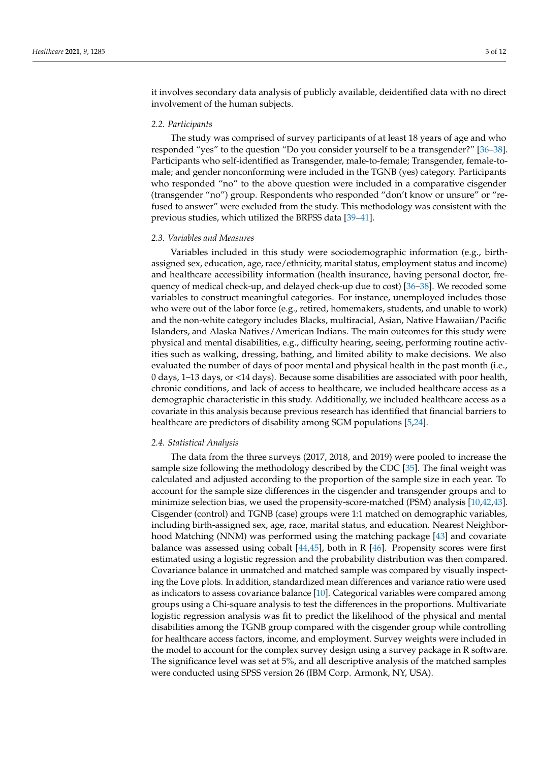it involves secondary data analysis of publicly available, deidentified data with no direct involvement of the human subjects.

### 2.2. Participants

The study was comprised of survey participants of at least 18 years of age and who responded "yes" to the question "Do you consider yourself to be a transgender?" [36–38]. Participants who self-identified as Transgender, male-to-female; Transgender, female-to-male; and gender nonconforming were included in the TGNB (yes) category. Participants who responded "no" to the above question were included in a comparative cisgender (transgender "no") group. Respondents who responded "don't know or unsure" or "refused to answer" were excluded from the study. This methodology was consistent with the previous studies, which utilized the BRFSS data [39–41].

### 2.3. Variables and Measures

Variables included in this study were sociodemographic information (e.g., birth-assigned sex, education, age, race/ethnicity, marital status, employment status and income) and healthcare accessibility information (health insurance, having personal doctor, frequency of medical check-up, and delayed check-up due to cost) [36–38]. We recoded some variables to construct meaningful categories. For instance, unemployed includes those who were out of the labor force (e.g., retired, homemakers, students, and unable to work) and the non-white category includes Blacks, multiracial, Asian, Native Hawaiian/Pacific Islanders, and Alaska Natives/American Indians. The main outcomes for this study were physical and mental disabilities, e.g., difficulty hearing, seeing, performing routine activities such as walking, dressing, bathing, and limited ability to make decisions. We also evaluated the number of days of poor mental and physical health in the past month (i.e., 0 days, 1–13 days, or <14 days). Because some disabilities are associated with poor health, chronic conditions, and lack of access to healthcare, we included healthcare access as a demographic characteristic in this study. Additionally, we included healthcare access as a covariate in this analysis because previous research has identified that financial barriers to healthcare are predictors of disability among SGM populations [5,24].

### 2.4. Statistical Analysis

The data from the three surveys (2017, 2018, and 2019) were pooled to increase the sample size following the methodology described by the CDC [35]. The final weight was calculated and adjusted according to the proportion of the sample size in each year. To account for the sample size differences in the cisgender and transgender groups and to minimize selection bias, we used the propensity-score-matched (PSM) analysis [10,42,43]. Cisgender (control) and TGNB (case) groups were 1:1 matched on demographic variables, including birth-assigned sex, age, race, marital status, and education. Nearest Neighborhood Matching (NNM) was performed using the matching package [43] and covariate balance was assessed using cobalt [44,45], both in R [46]. Propensity scores were first estimated using a logistic regression and the probability distribution was then compared. Covariance balance in unmatched and matched sample was compared by visually inspecting the Love plots. In addition, standardized mean differences and variance ratio were used as indicators to assess covariance balance [10]. Categorical variables were compared among groups using a Chi-square analysis to test the differences in the proportions. Multivariate logistic regression analysis was fit to predict the likelihood of the physical and mental disabilities among the TGNB group compared with the cisgender group while controlling for healthcare access factors, income, and employment. Survey weights were included in the model to account for the complex survey design using a survey package in R software. The significance level was set at 5%, and all descriptive analysis of the matched samples were conducted using SPSS version 26 (IBM Corp. Armonk, NY, USA).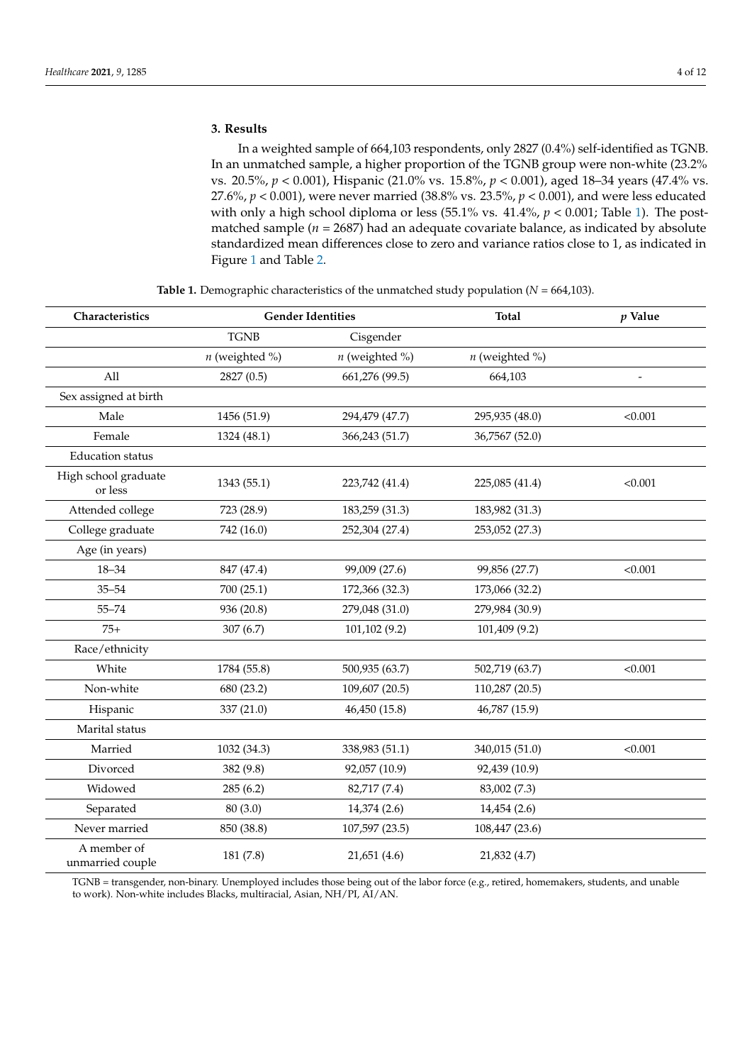## 3. Results

In a weighted sample of 664,103 respondents, only 2827 (0.4%) self-identified as TGNB. In an unmatched sample, a higher proportion of the TGNB group were non-white (23.2% vs. 20.5%, $p < 0.001$), Hispanic (21.0% vs. 15.8%, $p < 0.001$), aged 18–34 years (47.4% vs. 27.6%, $p < 0.001$), were never married (38.8% vs. 23.5%, $p < 0.001$), and were less educated with only a high school diploma or less (55.1% vs. 41.4%, $p < 0.001$; Table 1). The post-matched sample ($n = 2687$) had an adequate covariate balance, as indicated by absolute standardized mean differences close to zero and variance ratios close to 1, as indicated in Figure 1 and Table 2.

**Table 1.** Demographic characteristics of the unmatched study population ($N = 664{,}103$).

| Characteristics | Gender Identities | | Total | *p* Value |
|---|---|---|---|---|
| | TGNB | Cisgender | | |
| | *n* (weighted %) | *n* (weighted %) | *n* (weighted %) | |
| All | 2827 (0.5) | 661,276 (99.5) | 664,103 | - |
| Sex assigned at birth | | | | |
| Male | 1456 (51.9) | 294,479 (47.7) | 295,935 (48.0) | <0.001 |
| Female | 1324 (48.1) | 366,243 (51.7) | 36,7567 (52.0) | |
| Education status | | | | |
| High school graduate or less | 1343 (55.1) | 223,742 (41.4) | 225,085 (41.4) | <0.001 |
| Attended college | 723 (28.9) | 183,259 (31.3) | 183,982 (31.3) | |
| College graduate | 742 (16.0) | 252,304 (27.4) | 253,052 (27.3) | |
| Age (in years) | | | | |
| 18–34 | 847 (47.4) | 99,009 (27.6) | 99,856 (27.7) | <0.001 |
| 35–54 | 700 (25.1) | 172,366 (32.3) | 173,066 (32.2) | |
| 55–74 | 936 (20.8) | 279,048 (31.0) | 279,984 (30.9) | |
| 75+ | 307 (6.7) | 101,102 (9.2) | 101,409 (9.2) | |
| Race/ethnicity | | | | |
| White | 1784 (55.8) | 500,935 (63.7) | 502,719 (63.7) | <0.001 |
| Non-white | 680 (23.2) | 109,607 (20.5) | 110,287 (20.5) | |
| Hispanic | 337 (21.0) | 46,450 (15.8) | 46,787 (15.9) | |
| Marital status | | | | |
| Married | 1032 (34.3) | 338,983 (51.1) | 340,015 (51.0) | <0.001 |
| Divorced | 382 (9.8) | 92,057 (10.9) | 92,439 (10.9) | |
| Widowed | 285 (6.2) | 82,717 (7.4) | 83,002 (7.3) | |
| Separated | 80 (3.0) | 14,374 (2.6) | 14,454 (2.6) | |
| Never married | 850 (38.8) | 107,597 (23.5) | 108,447 (23.6) | |
| A member of unmarried couple | 181 (7.8) | 21,651 (4.6) | 21,832 (4.7) | |

TGNB = transgender, non-binary. Unemployed includes those being out of the labor force (e.g., retired, homemakers, students, and unable to work). Non-white includes Blacks, multiracial, Asian, NH/PI, AI/AN.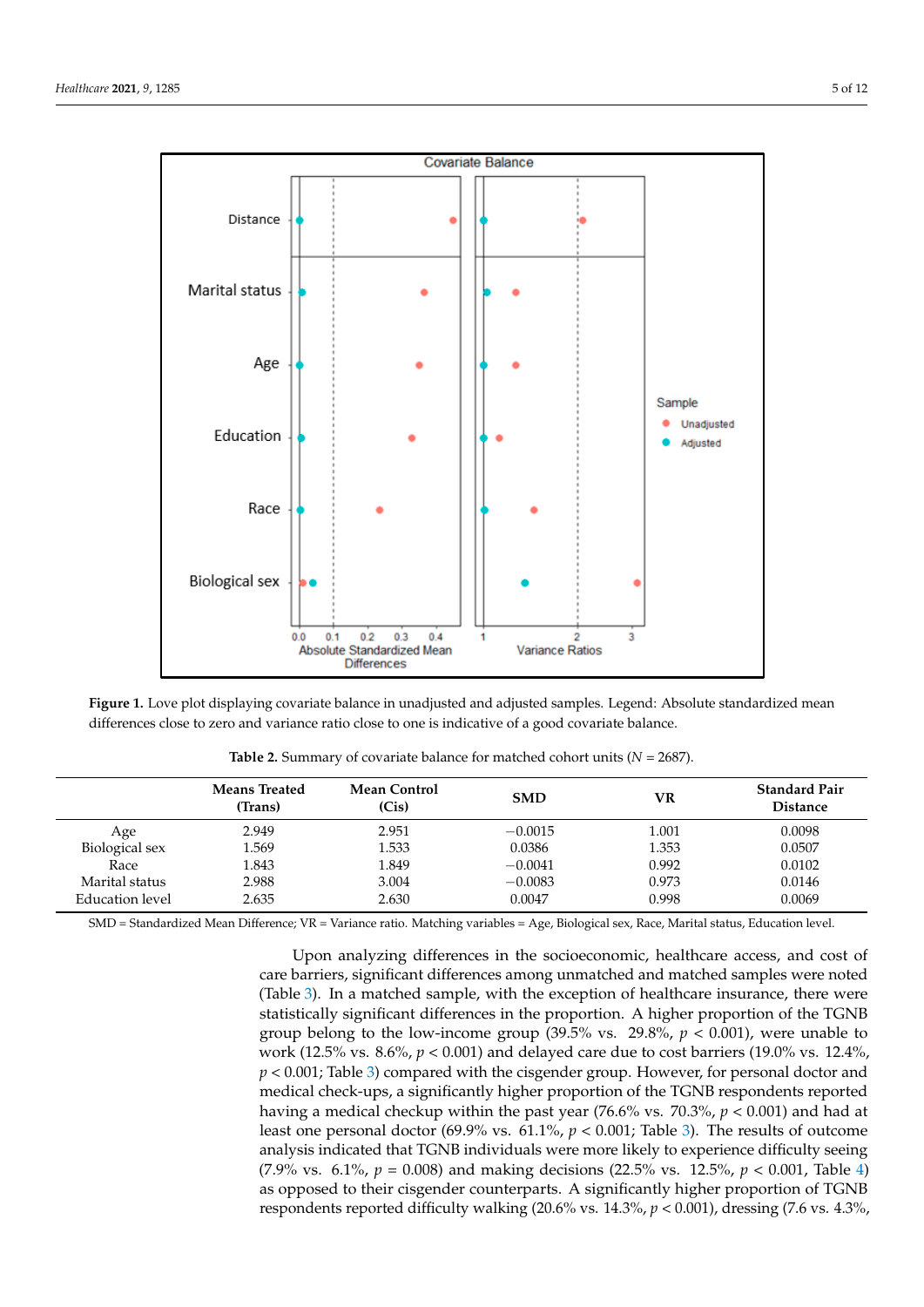**Figure 1.** Love plot displaying covariate balance in unadjusted and adjusted samples. Legend: Absolute standardized mean differences close to zero and variance ratio close to one is indicative of a good covariate balance.

**Table 2.** Summary of covariate balance for matched cohort units ($N$ = 2687).

| | Means Treated (Trans) | Mean Control (Cis) | SMD | VR | Standard Pair Distance |
|---|---|---|---|---|---|
| Age | 2.949 | 2.951 | −0.0015 | 1.001 | 0.0098 |
| Biological sex | 1.569 | 1.533 | 0.0386 | 1.353 | 0.0507 |
| Race | 1.843 | 1.849 | −0.0041 | 0.992 | 0.0102 |
| Marital status | 2.988 | 3.004 | −0.0083 | 0.973 | 0.0146 |
| Education level | 2.635 | 2.630 | 0.0047 | 0.998 | 0.0069 |

SMD = Standardized Mean Difference; VR = Variance ratio. Matching variables = Age, Biological sex, Race, Marital status, Education level.

Upon analyzing differences in the socioeconomic, healthcare access, and cost of care barriers, significant differences among unmatched and matched samples were noted (Table 3). In a matched sample, with the exception of healthcare insurance, there were statistically significant differences in the proportion. A higher proportion of the TGNB group belong to the low-income group (39.5% vs. 29.8%, $p < 0.001$), were unable to work (12.5% vs. 8.6%, $p < 0.001$) and delayed care due to cost barriers (19.0% vs. 12.4%, $p < 0.001$; Table 3) compared with the cisgender group. However, for personal doctor and medical check-ups, a significantly higher proportion of the TGNB respondents reported having a medical checkup within the past year (76.6% vs. 70.3%, $p < 0.001$) and had at least one personal doctor (69.9% vs. 61.1%, $p < 0.001$; Table 3). The results of outcome analysis indicated that TGNB individuals were more likely to experience difficulty seeing (7.9% vs. 6.1%, $p = 0.008$) and making decisions (22.5% vs. 12.5%, $p < 0.001$, Table 4) as opposed to their cisgender counterparts. A significantly higher proportion of TGNB respondents reported difficulty walking (20.6% vs. 14.3%, $p < 0.001$), dressing (7.6 vs. 4.3%,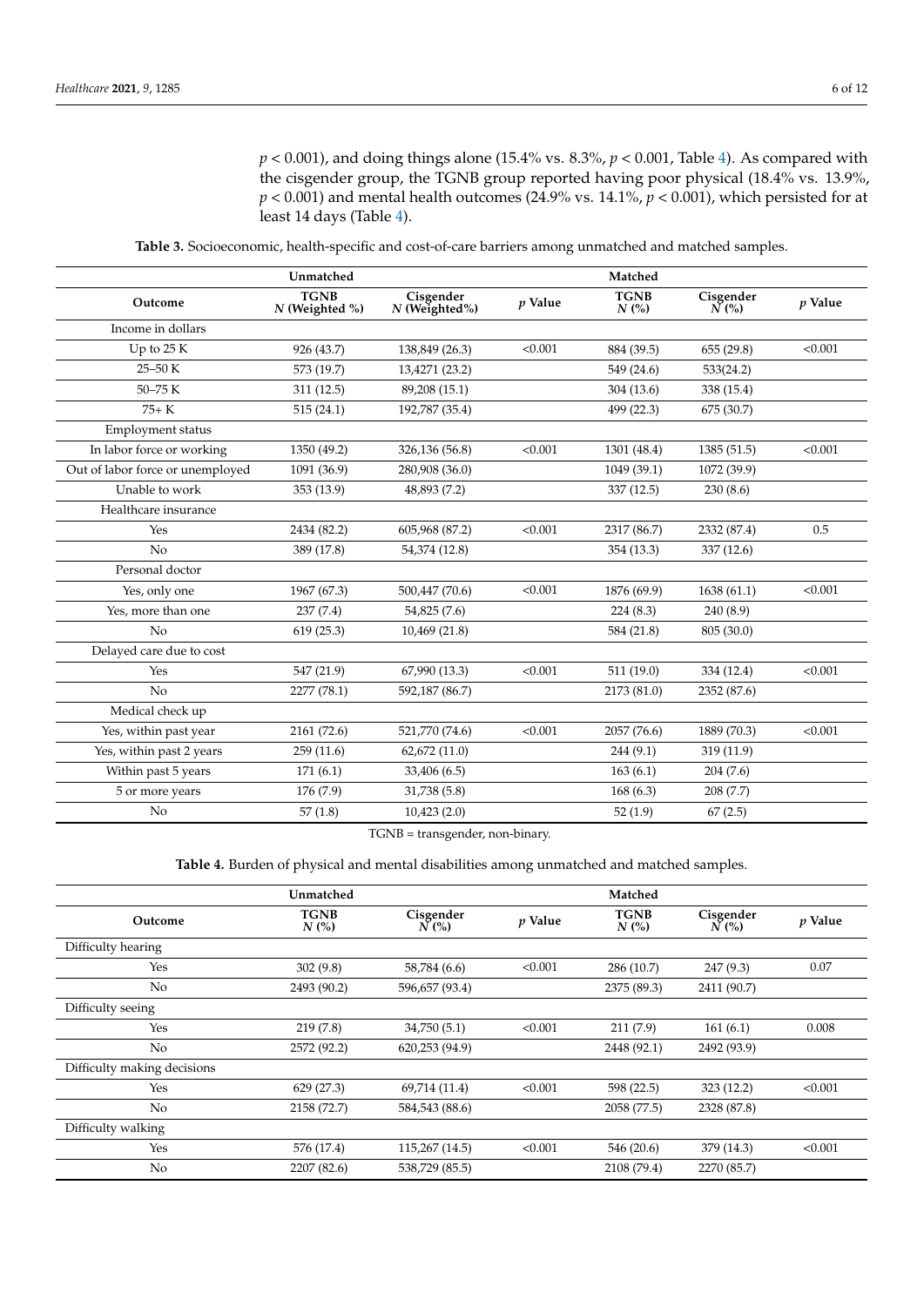$p < 0.001$), and doing things alone (15.4% vs. 8.3%, $p < 0.001$, Table 4). As compared with the cisgender group, the TGNB group reported having poor physical (18.4% vs. 13.9%, $p < 0.001$) and mental health outcomes (24.9% vs. 14.1%, $p < 0.001$), which persisted for at least 14 days (Table 4).

**Table 3.** Socioeconomic, health-specific and cost-of-care barriers among unmatched and matched samples.

| | Unmatched | | | Matched | | |
|---|---|---|---|---|---|---|
| **Outcome** | **TGNB** *N* **(Weighted %)** | **Cisgender** *N* **(Weighted%)** | ***p* Value** | **TGNB** *N* **(%)** | **Cisgender** *N* **(%)** | ***p* Value** |
| Income in dollars | | | | | | |
| Up to 25 K | 926 (43.7) | 138,849 (26.3) | <0.001 | 884 (39.5) | 655 (29.8) | <0.001 |
| 25–50 K | 573 (19.7) | 13,4271 (23.2) | | 549 (24.6) | 533(24.2) | |
| 50–75 K | 311 (12.5) | 89,208 (15.1) | | 304 (13.6) | 338 (15.4) | |
| 75+ K | 515 (24.1) | 192,787 (35.4) | | 499 (22.3) | 675 (30.7) | |
| Employment status | | | | | | |
| In labor force or working | 1350 (49.2) | 326,136 (56.8) | <0.001 | 1301 (48.4) | 1385 (51.5) | <0.001 |
| Out of labor force or unemployed | 1091 (36.9) | 280,908 (36.0) | | 1049 (39.1) | 1072 (39.9) | |
| Unable to work | 353 (13.9) | 48,893 (7.2) | | 337 (12.5) | 230 (8.6) | |
| Healthcare insurance | | | | | | |
| Yes | 2434 (82.2) | 605,968 (87.2) | <0.001 | 2317 (86.7) | 2332 (87.4) | 0.5 |
| No | 389 (17.8) | 54,374 (12.8) | | 354 (13.3) | 337 (12.6) | |
| Personal doctor | | | | | | |
| Yes, only one | 1967 (67.3) | 500,447 (70.6) | <0.001 | 1876 (69.9) | 1638 (61.1) | <0.001 |
| Yes, more than one | 237 (7.4) | 54,825 (7.6) | | 224 (8.3) | 240 (8.9) | |
| No | 619 (25.3) | 10,469 (21.8) | | 584 (21.8) | 805 (30.0) | |
| Delayed care due to cost | | | | | | |
| Yes | 547 (21.9) | 67,990 (13.3) | <0.001 | 511 (19.0) | 334 (12.4) | <0.001 |
| No | 2277 (78.1) | 592,187 (86.7) | | 2173 (81.0) | 2352 (87.6) | |
| Medical check up | | | | | | |
| Yes, within past year | 2161 (72.6) | 521,770 (74.6) | <0.001 | 2057 (76.6) | 1889 (70.3) | <0.001 |
| Yes, within past 2 years | 259 (11.6) | 62,672 (11.0) | | 244 (9.1) | 319 (11.9) | |
| Within past 5 years | 171 (6.1) | 33,406 (6.5) | | 163 (6.1) | 204 (7.6) | |
| 5 or more years | 176 (7.9) | 31,738 (5.8) | | 168 (6.3) | 208 (7.7) | |
| No | 57 (1.8) | 10,423 (2.0) | | 52 (1.9) | 67 (2.5) | |

TGNB = transgender, non-binary.

**Table 4.** Burden of physical and mental disabilities among unmatched and matched samples.

| | Unmatched | | | Matched | | |
|---|---|---|---|---|---|---|
| **Outcome** | **TGNB** *N* **(%)** | **Cisgender** *N* **(%)** | ***p* Value** | **TGNB** *N* **(%)** | **Cisgender** *N* **(%)** | ***p* Value** |
| Difficulty hearing | | | | | | |
| Yes | 302 (9.8) | 58,784 (6.6) | <0.001 | 286 (10.7) | 247 (9.3) | 0.07 |
| No | 2493 (90.2) | 596,657 (93.4) | | 2375 (89.3) | 2411 (90.7) | |
| Difficulty seeing | | | | | | |
| Yes | 219 (7.8) | 34,750 (5.1) | <0.001 | 211 (7.9) | 161 (6.1) | 0.008 |
| No | 2572 (92.2) | 620,253 (94.9) | | 2448 (92.1) | 2492 (93.9) | |
| Difficulty making decisions | | | | | | |
| Yes | 629 (27.3) | 69,714 (11.4) | <0.001 | 598 (22.5) | 323 (12.2) | <0.001 |
| No | 2158 (72.7) | 584,543 (88.6) | | 2058 (77.5) | 2328 (87.8) | |
| Difficulty walking | | | | | | |
| Yes | 576 (17.4) | 115,267 (14.5) | <0.001 | 546 (20.6) | 379 (14.3) | <0.001 |
| No | 2207 (82.6) | 538,729 (85.5) | | 2108 (79.4) | 2270 (85.7) | |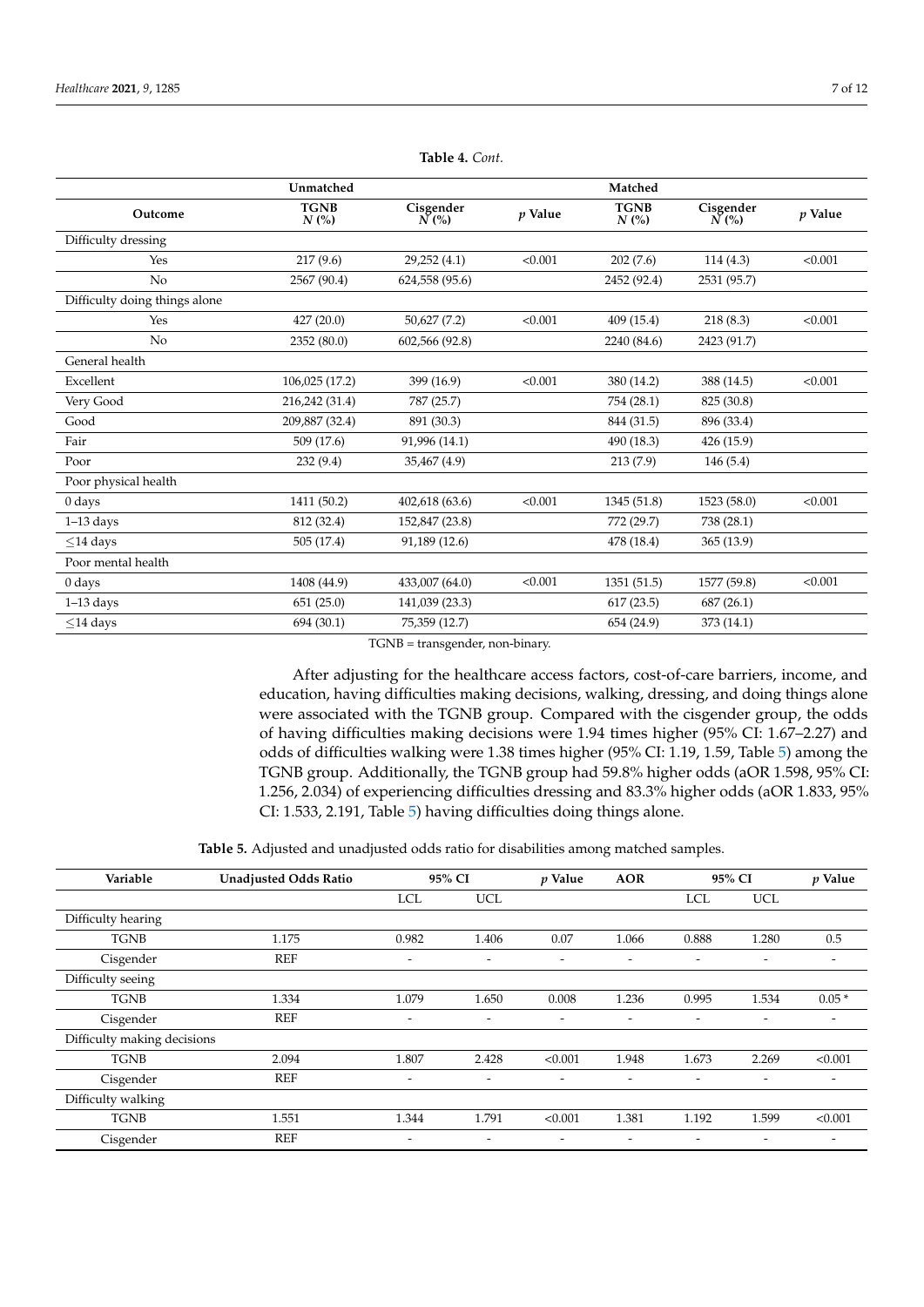**Table 4.** *Cont.*

| | Unmatched | | | Matched | | |
|---|---|---|---|---|---|---|
| **Outcome** | **TGNB** *N* **(%)** | **Cisgender** *N* **(%)** | *p* **Value** | **TGNB** *N* **(%)** | **Cisgender** *N* **(%)** | *p* **Value** |
| Difficulty dressing | | | | | | |
| Yes | 217 (9.6) | 29,252 (4.1) | <0.001 | 202 (7.6) | 114 (4.3) | <0.001 |
| No | 2567 (90.4) | 624,558 (95.6) | | 2452 (92.4) | 2531 (95.7) | |
| Difficulty doing things alone | | | | | | |
| Yes | 427 (20.0) | 50,627 (7.2) | <0.001 | 409 (15.4) | 218 (8.3) | <0.001 |
| No | 2352 (80.0) | 602,566 (92.8) | | 2240 (84.6) | 2423 (91.7) | |
| General health | | | | | | |
| Excellent | 106,025 (17.2) | 399 (16.9) | <0.001 | 380 (14.2) | 388 (14.5) | <0.001 |
| Very Good | 216,242 (31.4) | 787 (25.7) | | 754 (28.1) | 825 (30.8) | |
| Good | 209,887 (32.4) | 891 (30.3) | | 844 (31.5) | 896 (33.4) | |
| Fair | 509 (17.6) | 91,996 (14.1) | | 490 (18.3) | 426 (15.9) | |
| Poor | 232 (9.4) | 35,467 (4.9) | | 213 (7.9) | 146 (5.4) | |
| Poor physical health | | | | | | |
| 0 days | 1411 (50.2) | 402,618 (63.6) | <0.001 | 1345 (51.8) | 1523 (58.0) | <0.001 |
| 1–13 days | 812 (32.4) | 152,847 (23.8) | | 772 (29.7) | 738 (28.1) | |
| ≤14 days | 505 (17.4) | 91,189 (12.6) | | 478 (18.4) | 365 (13.9) | |
| Poor mental health | | | | | | |
| 0 days | 1408 (44.9) | 433,007 (64.0) | <0.001 | 1351 (51.5) | 1577 (59.8) | <0.001 |
| 1–13 days | 651 (25.0) | 141,039 (23.3) | | 617 (23.5) | 687 (26.1) | |
| ≤14 days | 694 (30.1) | 75,359 (12.7) | | 654 (24.9) | 373 (14.1) | |

TGNB = transgender, non-binary.

After adjusting for the healthcare access factors, cost-of-care barriers, income, and education, having difficulties making decisions, walking, dressing, and doing things alone were associated with the TGNB group. Compared with the cisgender group, the odds of having difficulties making decisions were 1.94 times higher (95% CI: 1.67–2.27) and odds of difficulties walking were 1.38 times higher (95% CI: 1.19, 1.59, Table 5) among the TGNB group. Additionally, the TGNB group had 59.8% higher odds (aOR 1.598, 95% CI: 1.256, 2.034) of experiencing difficulties dressing and 83.3% higher odds (aOR 1.833, 95% CI: 1.533, 2.191, Table 5) having difficulties doing things alone.

**Table 5.** Adjusted and unadjusted odds ratio for disabilities among matched samples.

| Variable | Unadjusted Odds Ratio | 95% CI | | *p* Value | AOR | 95% CI | | *p* Value |
|---|---|---|---|---|---|---|---|---|
| | | LCL | UCL | | | LCL | UCL | |
| Difficulty hearing | | | | | | | | |
| TGNB | 1.175 | 0.982 | 1.406 | 0.07 | 1.066 | 0.888 | 1.280 | 0.5 |
| Cisgender | REF | - | - | - | - | - | - | - |
| Difficulty seeing | | | | | | | | |
| TGNB | 1.334 | 1.079 | 1.650 | 0.008 | 1.236 | 0.995 | 1.534 | 0.05 * |
| Cisgender | REF | - | - | - | - | - | - | - |
| Difficulty making decisions | | | | | | | | |
| TGNB | 2.094 | 1.807 | 2.428 | <0.001 | 1.948 | 1.673 | 2.269 | <0.001 |
| Cisgender | REF | - | - | - | - | - | - | - |
| Difficulty walking | | | | | | | | |
| TGNB | 1.551 | 1.344 | 1.791 | <0.001 | 1.381 | 1.192 | 1.599 | <0.001 |
| Cisgender | REF | - | - | - | - | - | - | - |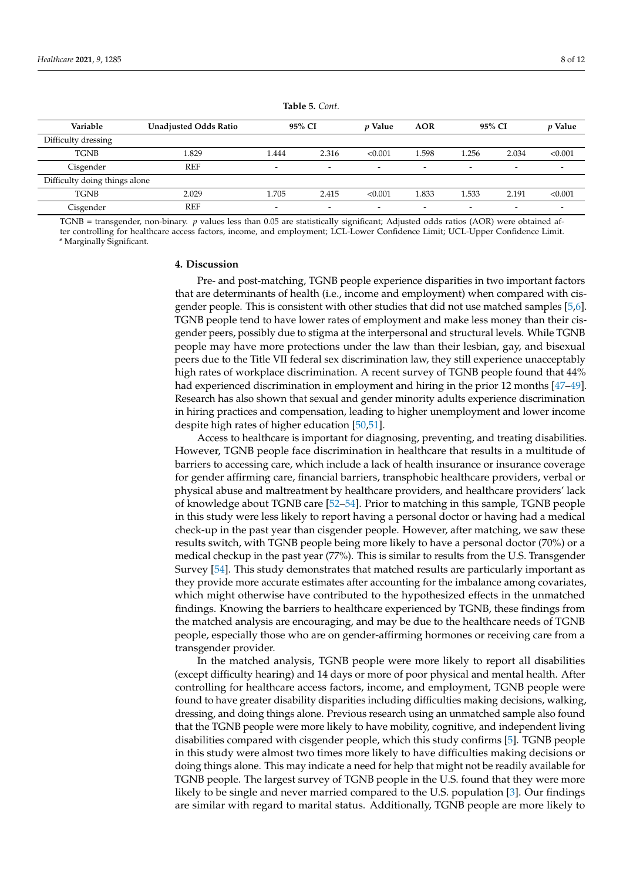**Table 5.** *Cont.*

| Variable | Unadjusted Odds Ratio | 95% CI | | *p* Value | AOR | 95% CI | | *p* Value |
|---|---|---|---|---|---|---|---|---|
| Difficulty dressing | | | | | | | | |
| TGNB | 1.829 | 1.444 | 2.316 | <0.001 | 1.598 | 1.256 | 2.034 | <0.001 |
| Cisgender | REF | - | - | - | - | - | - | - |
| Difficulty doing things alone | | | | | | | | |
| TGNB | 2.029 | 1.705 | 2.415 | <0.001 | 1.833 | 1.533 | 2.191 | <0.001 |
| Cisgender | REF | - | - | - | - | - | - | - |

TGNB = transgender, non-binary. *p* values less than 0.05 are statistically significant; Adjusted odds ratios (AOR) were obtained after controlling for healthcare access factors, income, and employment; LCL-Lower Confidence Limit; UCL-Upper Confidence Limit. * Marginally Significant.

## 4. Discussion

Pre- and post-matching, TGNB people experience disparities in two important factors that are determinants of health (i.e., income and employment) when compared with cisgender people. This is consistent with other studies that did not use matched samples [5,6]. TGNB people tend to have lower rates of employment and make less money than their cisgender peers, possibly due to stigma at the interpersonal and structural levels. While TGNB people may have more protections under the law than their lesbian, gay, and bisexual peers due to the Title VII federal sex discrimination law, they still experience unacceptably high rates of workplace discrimination. A recent survey of TGNB people found that 44% had experienced discrimination in employment and hiring in the prior 12 months [47–49]. Research has also shown that sexual and gender minority adults experience discrimination in hiring practices and compensation, leading to higher unemployment and lower income despite high rates of higher education [50,51].

Access to healthcare is important for diagnosing, preventing, and treating disabilities. However, TGNB people face discrimination in healthcare that results in a multitude of barriers to accessing care, which include a lack of health insurance or insurance coverage for gender affirming care, financial barriers, transphobic healthcare providers, verbal or physical abuse and maltreatment by healthcare providers, and healthcare providers' lack of knowledge about TGNB care [52–54]. Prior to matching in this sample, TGNB people in this study were less likely to report having a personal doctor or having had a medical check-up in the past year than cisgender people. However, after matching, we saw these results switch, with TGNB people being more likely to have a personal doctor (70%) or a medical checkup in the past year (77%). This is similar to results from the U.S. Transgender Survey [54]. This study demonstrates that matched results are particularly important as they provide more accurate estimates after accounting for the imbalance among covariates, which might otherwise have contributed to the hypothesized effects in the unmatched findings. Knowing the barriers to healthcare experienced by TGNB, these findings from the matched analysis are encouraging, and may be due to the healthcare needs of TGNB people, especially those who are on gender-affirming hormones or receiving care from a transgender provider.

In the matched analysis, TGNB people were more likely to report all disabilities (except difficulty hearing) and 14 days or more of poor physical and mental health. After controlling for healthcare access factors, income, and employment, TGNB people were found to have greater disability disparities including difficulties making decisions, walking, dressing, and doing things alone. Previous research using an unmatched sample also found that the TGNB people were more likely to have mobility, cognitive, and independent living disabilities compared with cisgender people, which this study confirms [5]. TGNB people in this study were almost two times more likely to have difficulties making decisions or doing things alone. This may indicate a need for help that might not be readily available for TGNB people. The largest survey of TGNB people in the U.S. found that they were more likely to be single and never married compared to the U.S. population [3]. Our findings are similar with regard to marital status. Additionally, TGNB people are more likely to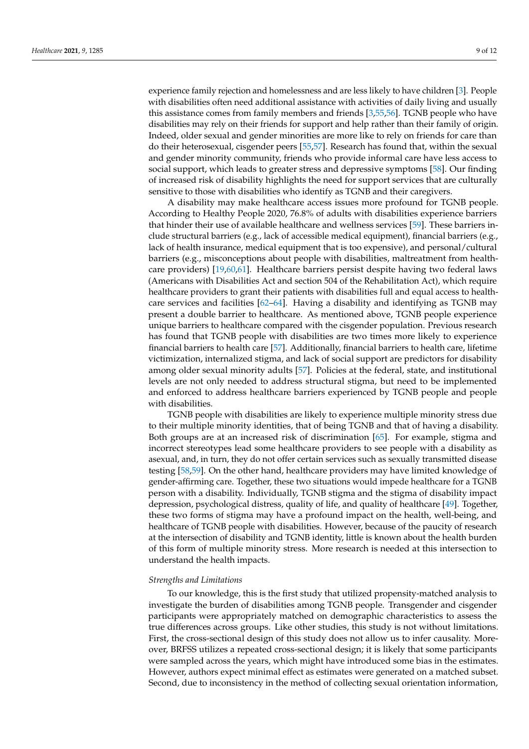experience family rejection and homelessness and are less likely to have children [3]. People with disabilities often need additional assistance with activities of daily living and usually this assistance comes from family members and friends [3,55,56]. TGNB people who have disabilities may rely on their friends for support and help rather than their family of origin. Indeed, older sexual and gender minorities are more like to rely on friends for care than do their heterosexual, cisgender peers [55,57]. Research has found that, within the sexual and gender minority community, friends who provide informal care have less access to social support, which leads to greater stress and depressive symptoms [58]. Our finding of increased risk of disability highlights the need for support services that are culturally sensitive to those with disabilities who identify as TGNB and their caregivers.

A disability may make healthcare access issues more profound for TGNB people. According to Healthy People 2020, 76.8% of adults with disabilities experience barriers that hinder their use of available healthcare and wellness services [59]. These barriers include structural barriers (e.g., lack of accessible medical equipment), financial barriers (e.g., lack of health insurance, medical equipment that is too expensive), and personal/cultural barriers (e.g., misconceptions about people with disabilities, maltreatment from healthcare providers) [19,60,61]. Healthcare barriers persist despite having two federal laws (Americans with Disabilities Act and section 504 of the Rehabilitation Act), which require healthcare providers to grant their patients with disabilities full and equal access to healthcare services and facilities [62–64]. Having a disability and identifying as TGNB may present a double barrier to healthcare. As mentioned above, TGNB people experience unique barriers to healthcare compared with the cisgender population. Previous research has found that TGNB people with disabilities are two times more likely to experience financial barriers to health care [57]. Additionally, financial barriers to health care, lifetime victimization, internalized stigma, and lack of social support are predictors for disability among older sexual minority adults [57]. Policies at the federal, state, and institutional levels are not only needed to address structural stigma, but need to be implemented and enforced to address healthcare barriers experienced by TGNB people and people with disabilities.

TGNB people with disabilities are likely to experience multiple minority stress due to their multiple minority identities, that of being TGNB and that of having a disability. Both groups are at an increased risk of discrimination [65]. For example, stigma and incorrect stereotypes lead some healthcare providers to see people with a disability as asexual, and, in turn, they do not offer certain services such as sexually transmitted disease testing [58,59]. On the other hand, healthcare providers may have limited knowledge of gender-affirming care. Together, these two situations would impede healthcare for a TGNB person with a disability. Individually, TGNB stigma and the stigma of disability impact depression, psychological distress, quality of life, and quality of healthcare [49]. Together, these two forms of stigma may have a profound impact on the health, well-being, and healthcare of TGNB people with disabilities. However, because of the paucity of research at the intersection of disability and TGNB identity, little is known about the health burden of this form of multiple minority stress. More research is needed at this intersection to understand the health impacts.

*Strengths and Limitations*

To our knowledge, this is the first study that utilized propensity-matched analysis to investigate the burden of disabilities among TGNB people. Transgender and cisgender participants were appropriately matched on demographic characteristics to assess the true differences across groups. Like other studies, this study is not without limitations. First, the cross-sectional design of this study does not allow us to infer causality. Moreover, BRFSS utilizes a repeated cross-sectional design; it is likely that some participants were sampled across the years, which might have introduced some bias in the estimates. However, authors expect minimal effect as estimates were generated on a matched subset. Second, due to inconsistency in the method of collecting sexual orientation information,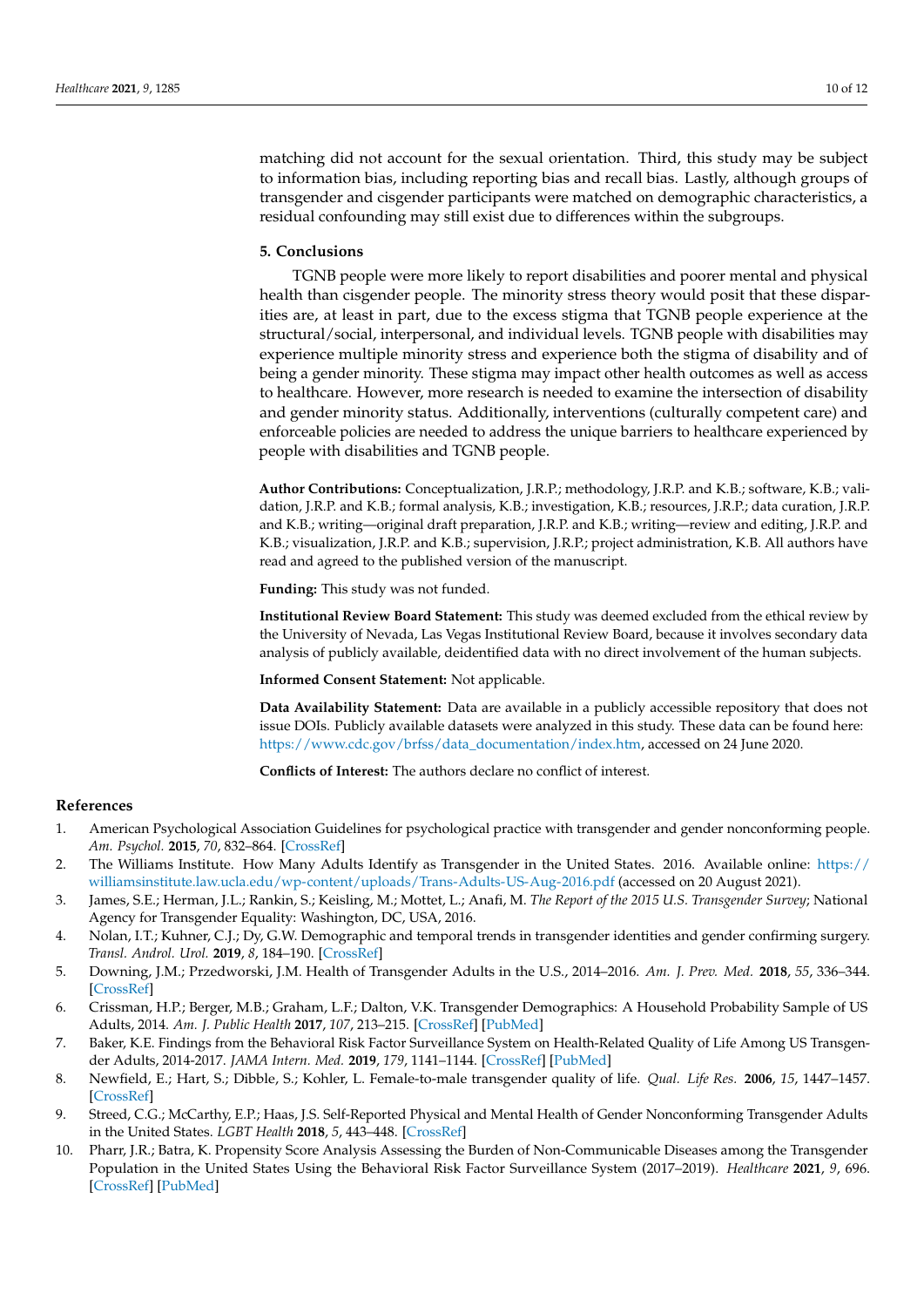matching did not account for the sexual orientation. Third, this study may be subject to information bias, including reporting bias and recall bias. Lastly, although groups of transgender and cisgender participants were matched on demographic characteristics, a residual confounding may still exist due to differences within the subgroups.

## 5. Conclusions

TGNB people were more likely to report disabilities and poorer mental and physical health than cisgender people. The minority stress theory would posit that these disparities are, at least in part, due to the excess stigma that TGNB people experience at the structural/social, interpersonal, and individual levels. TGNB people with disabilities may experience multiple minority stress and experience both the stigma of disability and of being a gender minority. These stigma may impact other health outcomes as well as access to healthcare. However, more research is needed to examine the intersection of disability and gender minority status. Additionally, interventions (culturally competent care) and enforceable policies are needed to address the unique barriers to healthcare experienced by people with disabilities and TGNB people.

**Author Contributions:** Conceptualization, J.R.P.; methodology, J.R.P. and K.B.; software, K.B.; validation, J.R.P. and K.B.; formal analysis, K.B.; investigation, K.B.; resources, J.R.P.; data curation, J.R.P. and K.B.; writing—original draft preparation, J.R.P. and K.B.; writing—review and editing, J.R.P. and K.B.; visualization, J.R.P. and K.B.; supervision, J.R.P.; project administration, K.B. All authors have read and agreed to the published version of the manuscript.

**Funding:** This study was not funded.

**Institutional Review Board Statement:** This study was deemed excluded from the ethical review by the University of Nevada, Las Vegas Institutional Review Board, because it involves secondary data analysis of publicly available, deidentified data with no direct involvement of the human subjects.

**Informed Consent Statement:** Not applicable.

**Data Availability Statement:** Data are available in a publicly accessible repository that does not issue DOIs. Publicly available datasets were analyzed in this study. These data can be found here: https://www.cdc.gov/brfss/data_documentation/index.htm, accessed on 24 June 2020.

**Conflicts of Interest:** The authors declare no conflict of interest.

## References

1. American Psychological Association Guidelines for psychological practice with transgender and gender nonconforming people. *Am. Psychol.* **2015**, *70*, 832–864. [CrossRef]
2. The Williams Institute. How Many Adults Identify as Transgender in the United States. 2016. Available online: https://williamsinstitute.law.ucla.edu/wp-content/uploads/Trans-Adults-US-Aug-2016.pdf (accessed on 20 August 2021).
3. James, S.E.; Herman, J.L.; Rankin, S.; Keisling, M.; Mottet, L.; Anafi, M. *The Report of the 2015 U.S. Transgender Survey*; National Agency for Transgender Equality: Washington, DC, USA, 2016.
4. Nolan, I.T.; Kuhner, C.J.; Dy, G.W. Demographic and temporal trends in transgender identities and gender confirming surgery. *Transl. Androl. Urol.* **2019**, *8*, 184–190. [CrossRef]
5. Downing, J.M.; Przedworski, J.M. Health of Transgender Adults in the U.S., 2014–2016. *Am. J. Prev. Med.* **2018**, *55*, 336–344. [CrossRef]
6. Crissman, H.P.; Berger, M.B.; Graham, L.F.; Dalton, V.K. Transgender Demographics: A Household Probability Sample of US Adults, 2014. *Am. J. Public Health* **2017**, *107*, 213–215. [CrossRef] [PubMed]
7. Baker, K.E. Findings from the Behavioral Risk Factor Surveillance System on Health-Related Quality of Life Among US Transgender Adults, 2014-2017. *JAMA Intern. Med.* **2019**, *179*, 1141–1144. [CrossRef] [PubMed]
8. Newfield, E.; Hart, S.; Dibble, S.; Kohler, L. Female-to-male transgender quality of life. *Qual. Life Res.* **2006**, *15*, 1447–1457. [CrossRef]
9. Streed, C.G.; McCarthy, E.P.; Haas, J.S. Self-Reported Physical and Mental Health of Gender Nonconforming Transgender Adults in the United States. *LGBT Health* **2018**, *5*, 443–448. [CrossRef]
10. Pharr, J.R.; Batra, K. Propensity Score Analysis Assessing the Burden of Non-Communicable Diseases among the Transgender Population in the United States Using the Behavioral Risk Factor Surveillance System (2017–2019). *Healthcare* **2021**, *9*, 696. [CrossRef] [PubMed]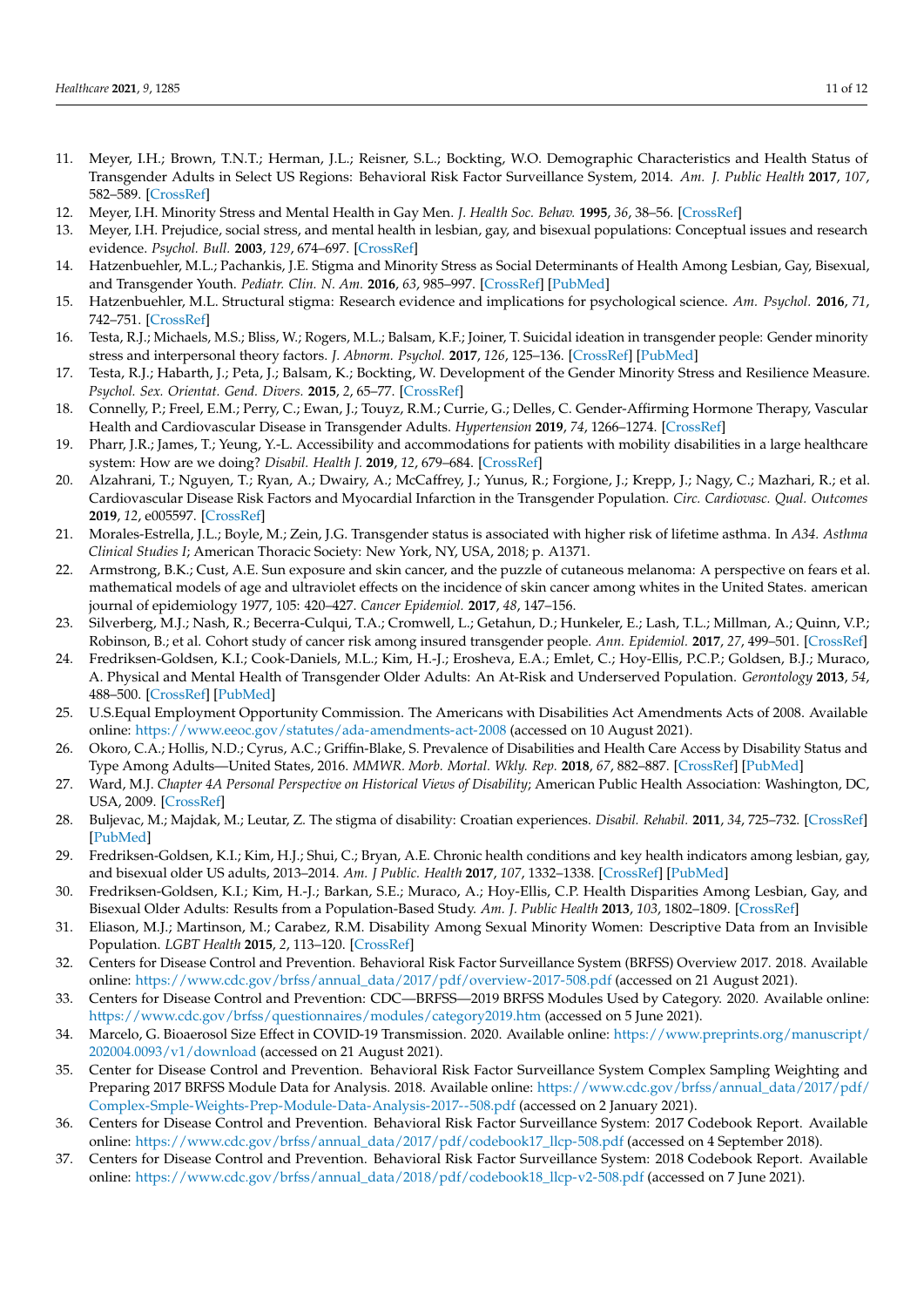11. Meyer, I.H.; Brown, T.N.T.; Herman, J.L.; Reisner, S.L.; Bockting, W.O. Demographic Characteristics and Health Status of Transgender Adults in Select US Regions: Behavioral Risk Factor Surveillance System, 2014. *Am. J. Public Health* **2017**, *107*, 582–589. [CrossRef]
12. Meyer, I.H. Minority Stress and Mental Health in Gay Men. *J. Health Soc. Behav.* **1995**, *36*, 38–56. [CrossRef]
13. Meyer, I.H. Prejudice, social stress, and mental health in lesbian, gay, and bisexual populations: Conceptual issues and research evidence. *Psychol. Bull.* **2003**, *129*, 674–697. [CrossRef]
14. Hatzenbuehler, M.L.; Pachankis, J.E. Stigma and Minority Stress as Social Determinants of Health Among Lesbian, Gay, Bisexual, and Transgender Youth. *Pediatr. Clin. N. Am.* **2016**, *63*, 985–997. [CrossRef] [PubMed]
15. Hatzenbuehler, M.L. Structural stigma: Research evidence and implications for psychological science. *Am. Psychol.* **2016**, *71*, 742–751. [CrossRef]
16. Testa, R.J.; Michaels, M.S.; Bliss, W.; Rogers, M.L.; Balsam, K.F.; Joiner, T. Suicidal ideation in transgender people: Gender minority stress and interpersonal theory factors. *J. Abnorm. Psychol.* **2017**, *126*, 125–136. [CrossRef] [PubMed]
17. Testa, R.J.; Habarth, J.; Peta, J.; Balsam, K.; Bockting, W. Development of the Gender Minority Stress and Resilience Measure. *Psychol. Sex. Orientat. Gend. Divers.* **2015**, *2*, 65–77. [CrossRef]
18. Connelly, P.; Freel, E.M.; Perry, C.; Ewan, J.; Touyz, R.M.; Currie, G.; Delles, C. Gender-Affirming Hormone Therapy, Vascular Health and Cardiovascular Disease in Transgender Adults. *Hypertension* **2019**, *74*, 1266–1274. [CrossRef]
19. Pharr, J.R.; James, T.; Yeung, Y.-L. Accessibility and accommodations for patients with mobility disabilities in a large healthcare system: How are we doing? *Disabil. Health J.* **2019**, *12*, 679–684. [CrossRef]
20. Alzahrani, T.; Nguyen, T.; Ryan, A.; Dwairy, A.; McCaffrey, J.; Yunus, R.; Forgione, J.; Krepp, J.; Nagy, C.; Mazhari, R.; et al. Cardiovascular Disease Risk Factors and Myocardial Infarction in the Transgender Population. *Circ. Cardiovasc. Qual. Outcomes* **2019**, *12*, e005597. [CrossRef]
21. Morales-Estrella, J.L.; Boyle, M.; Zein, J.G. Transgender status is associated with higher risk of lifetime asthma. In *A34. Asthma Clinical Studies I*; American Thoracic Society: New York, NY, USA, 2018; p. A1371.
22. Armstrong, B.K.; Cust, A.E. Sun exposure and skin cancer, and the puzzle of cutaneous melanoma: A perspective on fears et al. mathematical models of age and ultraviolet effects on the incidence of skin cancer among whites in the United States. american journal of epidemiology 1977, 105: 420–427. *Cancer Epidemiol.* **2017**, *48*, 147–156.
23. Silverberg, M.J.; Nash, R.; Becerra-Culqui, T.A.; Cromwell, L.; Getahun, D.; Hunkeler, E.; Lash, T.L.; Millman, A.; Quinn, V.P.; Robinson, B.; et al. Cohort study of cancer risk among insured transgender people. *Ann. Epidemiol.* **2017**, *27*, 499–501. [CrossRef]
24. Fredriksen-Goldsen, K.I.; Cook-Daniels, M.L.; Kim, H.-J.; Erosheva, E.A.; Emlet, C.; Hoy-Ellis, P.C.P.; Goldsen, B.J.; Muraco, A. Physical and Mental Health of Transgender Older Adults: An At-Risk and Underserved Population. *Gerontology* **2013**, *54*, 488–500. [CrossRef] [PubMed]
25. U.S.Equal Employment Opportunity Commission. The Americans with Disabilities Act Amendments Acts of 2008. Available online: https://www.eeoc.gov/statutes/ada-amendments-act-2008 (accessed on 10 August 2021).
26. Okoro, C.A.; Hollis, N.D.; Cyrus, A.C.; Griffin-Blake, S. Prevalence of Disabilities and Health Care Access by Disability Status and Type Among Adults—United States, 2016. *MMWR. Morb. Mortal. Wkly. Rep.* **2018**, *67*, 882–887. [CrossRef] [PubMed]
27. Ward, M.J. *Chapter 4A Personal Perspective on Historical Views of Disability*; American Public Health Association: Washington, DC, USA, 2009. [CrossRef]
28. Buljevac, M.; Majdak, M.; Leutar, Z. The stigma of disability: Croatian experiences. *Disabil. Rehabil.* **2011**, *34*, 725–732. [CrossRef] [PubMed]
29. Fredriksen-Goldsen, K.I.; Kim, H.J.; Shui, C.; Bryan, A.E. Chronic health conditions and key health indicators among lesbian, gay, and bisexual older US adults, 2013–2014. *Am. J Public. Health* **2017**, *107*, 1332–1338. [CrossRef] [PubMed]
30. Fredriksen-Goldsen, K.I.; Kim, H.-J.; Barkan, S.E.; Muraco, A.; Hoy-Ellis, C.P. Health Disparities Among Lesbian, Gay, and Bisexual Older Adults: Results from a Population-Based Study. *Am. J. Public Health* **2013**, *103*, 1802–1809. [CrossRef]
31. Eliason, M.J.; Martinson, M.; Carabez, R.M. Disability Among Sexual Minority Women: Descriptive Data from an Invisible Population. *LGBT Health* **2015**, *2*, 113–120. [CrossRef]
32. Centers for Disease Control and Prevention. Behavioral Risk Factor Surveillance System (BRFSS) Overview 2017. 2018. Available online: https://www.cdc.gov/brfss/annual_data/2017/pdf/overview-2017-508.pdf (accessed on 21 August 2021).
33. Centers for Disease Control and Prevention: CDC—BRFSS—2019 BRFSS Modules Used by Category. 2020. Available online: https://www.cdc.gov/brfss/questionnaires/modules/category2019.htm (accessed on 5 June 2021).
34. Marcelo, G. Bioaerosol Size Effect in COVID-19 Transmission. 2020. Available online: https://www.preprints.org/manuscript/202004.0093/v1/download (accessed on 21 August 2021).
35. Center for Disease Control and Prevention. Behavioral Risk Factor Surveillance System Complex Sampling Weighting and Preparing 2017 BRFSS Module Data for Analysis. 2018. Available online: https://www.cdc.gov/brfss/annual_data/2017/pdf/Complex-Smple-Weights-Prep-Module-Data-Analysis-2017--508.pdf (accessed on 2 January 2021).
36. Centers for Disease Control and Prevention. Behavioral Risk Factor Surveillance System: 2017 Codebook Report. Available online: https://www.cdc.gov/brfss/annual_data/2017/pdf/codebook17_llcp-508.pdf (accessed on 4 September 2018).
37. Centers for Disease Control and Prevention. Behavioral Risk Factor Surveillance System: 2018 Codebook Report. Available online: https://www.cdc.gov/brfss/annual_data/2018/pdf/codebook18_llcp-v2-508.pdf (accessed on 7 June 2021).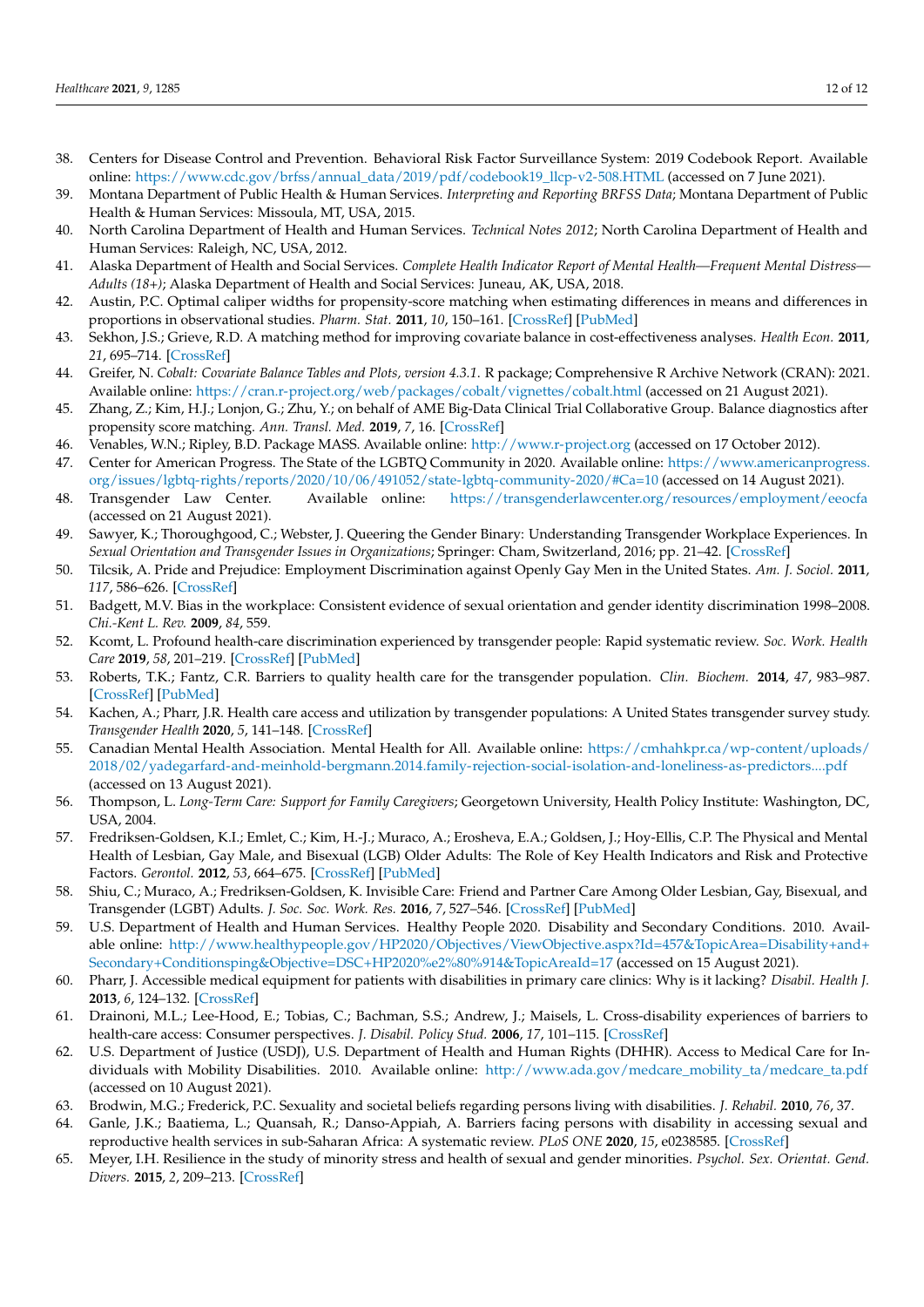38. Centers for Disease Control and Prevention. Behavioral Risk Factor Surveillance System: 2019 Codebook Report. Available online: https://www.cdc.gov/brfss/annual_data/2019/pdf/codebook19_llcp-v2-508.HTML (accessed on 7 June 2021).
39. Montana Department of Public Health & Human Services. *Interpreting and Reporting BRFSS Data*; Montana Department of Public Health & Human Services: Missoula, MT, USA, 2015.
40. North Carolina Department of Health and Human Services. *Technical Notes 2012*; North Carolina Department of Health and Human Services: Raleigh, NC, USA, 2012.
41. Alaska Department of Health and Social Services. *Complete Health Indicator Report of Mental Health—Frequent Mental Distress—Adults (18+)*; Alaska Department of Health and Social Services: Juneau, AK, USA, 2018.
42. Austin, P.C. Optimal caliper widths for propensity-score matching when estimating differences in means and differences in proportions in observational studies. *Pharm. Stat.* **2011**, *10*, 150–161. [CrossRef] [PubMed]
43. Sekhon, J.S.; Grieve, R.D. A matching method for improving covariate balance in cost-effectiveness analyses. *Health Econ.* **2011**, *21*, 695–714. [CrossRef]
44. Greifer, N. *Cobalt: Covariate Balance Tables and Plots, version 4.3.1*. R package; Comprehensive R Archive Network (CRAN): 2021. Available online: https://cran.r-project.org/web/packages/cobalt/vignettes/cobalt.html (accessed on 21 August 2021).
45. Zhang, Z.; Kim, H.J.; Lonjon, G.; Zhu, Y.; on behalf of AME Big-Data Clinical Trial Collaborative Group. Balance diagnostics after propensity score matching. *Ann. Transl. Med.* **2019**, *7*, 16. [CrossRef]
46. Venables, W.N.; Ripley, B.D. Package MASS. Available online: http://www.r-project.org (accessed on 17 October 2012).
47. Center for American Progress. The State of the LGBTQ Community in 2020. Available online: https://www.americanprogress.org/issues/lgbtq-rights/reports/2020/10/06/491052/state-lgbtq-community-2020/#Ca=10 (accessed on 14 August 2021).
48. Transgender Law Center. Available online: https://transgenderlawcenter.org/resources/employment/eeocfa (accessed on 21 August 2021).
49. Sawyer, K.; Thoroughgood, C.; Webster, J. Queering the Gender Binary: Understanding Transgender Workplace Experiences. In *Sexual Orientation and Transgender Issues in Organizations*; Springer: Cham, Switzerland, 2016; pp. 21–42. [CrossRef]
50. Tilcsik, A. Pride and Prejudice: Employment Discrimination against Openly Gay Men in the United States. *Am. J. Sociol.* **2011**, *117*, 586–626. [CrossRef]
51. Badgett, M.V. Bias in the workplace: Consistent evidence of sexual orientation and gender identity discrimination 1998–2008. *Chi.-Kent L. Rev.* **2009**, *84*, 559.
52. Kcomt, L. Profound health-care discrimination experienced by transgender people: Rapid systematic review. *Soc. Work. Health Care* **2019**, *58*, 201–219. [CrossRef] [PubMed]
53. Roberts, T.K.; Fantz, C.R. Barriers to quality health care for the transgender population. *Clin. Biochem.* **2014**, *47*, 983–987. [CrossRef] [PubMed]
54. Kachen, A.; Pharr, J.R. Health care access and utilization by transgender populations: A United States transgender survey study. *Transgender Health* **2020**, *5*, 141–148. [CrossRef]
55. Canadian Mental Health Association. Mental Health for All. Available online: https://cmhahkpr.ca/wp-content/uploads/2018/02/yadegarfard-and-meinhold-bergmann.2014.family-rejection-social-isolation-and-loneliness-as-predictors....pdf (accessed on 13 August 2021).
56. Thompson, L. *Long-Term Care: Support for Family Caregivers*; Georgetown University, Health Policy Institute: Washington, DC, USA, 2004.
57. Fredriksen-Goldsen, K.I.; Emlet, C.; Kim, H.-J.; Muraco, A.; Erosheva, E.A.; Goldsen, J.; Hoy-Ellis, C.P. The Physical and Mental Health of Lesbian, Gay Male, and Bisexual (LGB) Older Adults: The Role of Key Health Indicators and Risk and Protective Factors. *Gerontol.* **2012**, *53*, 664–675. [CrossRef] [PubMed]
58. Shiu, C.; Muraco, A.; Fredriksen-Goldsen, K. Invisible Care: Friend and Partner Care Among Older Lesbian, Gay, Bisexual, and Transgender (LGBT) Adults. *J. Soc. Soc. Work. Res.* **2016**, *7*, 527–546. [CrossRef] [PubMed]
59. U.S. Department of Health and Human Services. Healthy People 2020. Disability and Secondary Conditions. 2010. Available online: http://www.healthypeople.gov/HP2020/Objectives/ViewObjective.aspx?Id=457&TopicArea=Disability+and+Secondary+Conditionsping&Objective=DSC+HP2020%e2%80%914&TopicAreaId=17 (accessed on 15 August 2021).
60. Pharr, J. Accessible medical equipment for patients with disabilities in primary care clinics: Why is it lacking? *Disabil. Health J.* **2013**, *6*, 124–132. [CrossRef]
61. Drainoni, M.L.; Lee-Hood, E.; Tobias, C.; Bachman, S.S.; Andrew, J.; Maisels, L. Cross-disability experiences of barriers to health-care access: Consumer perspectives. *J. Disabil. Policy Stud.* **2006**, *17*, 101–115. [CrossRef]
62. U.S. Department of Justice (USDJ), U.S. Department of Health and Human Rights (DHHR). Access to Medical Care for Individuals with Mobility Disabilities. 2010. Available online: http://www.ada.gov/medcare_mobility_ta/medcare_ta.pdf (accessed on 10 August 2021).
63. Brodwin, M.G.; Frederick, P.C. Sexuality and societal beliefs regarding persons living with disabilities. *J. Rehabil.* **2010**, *76*, 37.
64. Ganle, J.K.; Baatiema, L.; Quansah, R.; Danso-Appiah, A. Barriers facing persons with disability in accessing sexual and reproductive health services in sub-Saharan Africa: A systematic review. *PLoS ONE* **2020**, *15*, e0238585. [CrossRef]
65. Meyer, I.H. Resilience in the study of minority stress and health of sexual and gender minorities. *Psychol. Sex. Orientat. Gend. Divers.* **2015**, *2*, 209–213. [CrossRef]